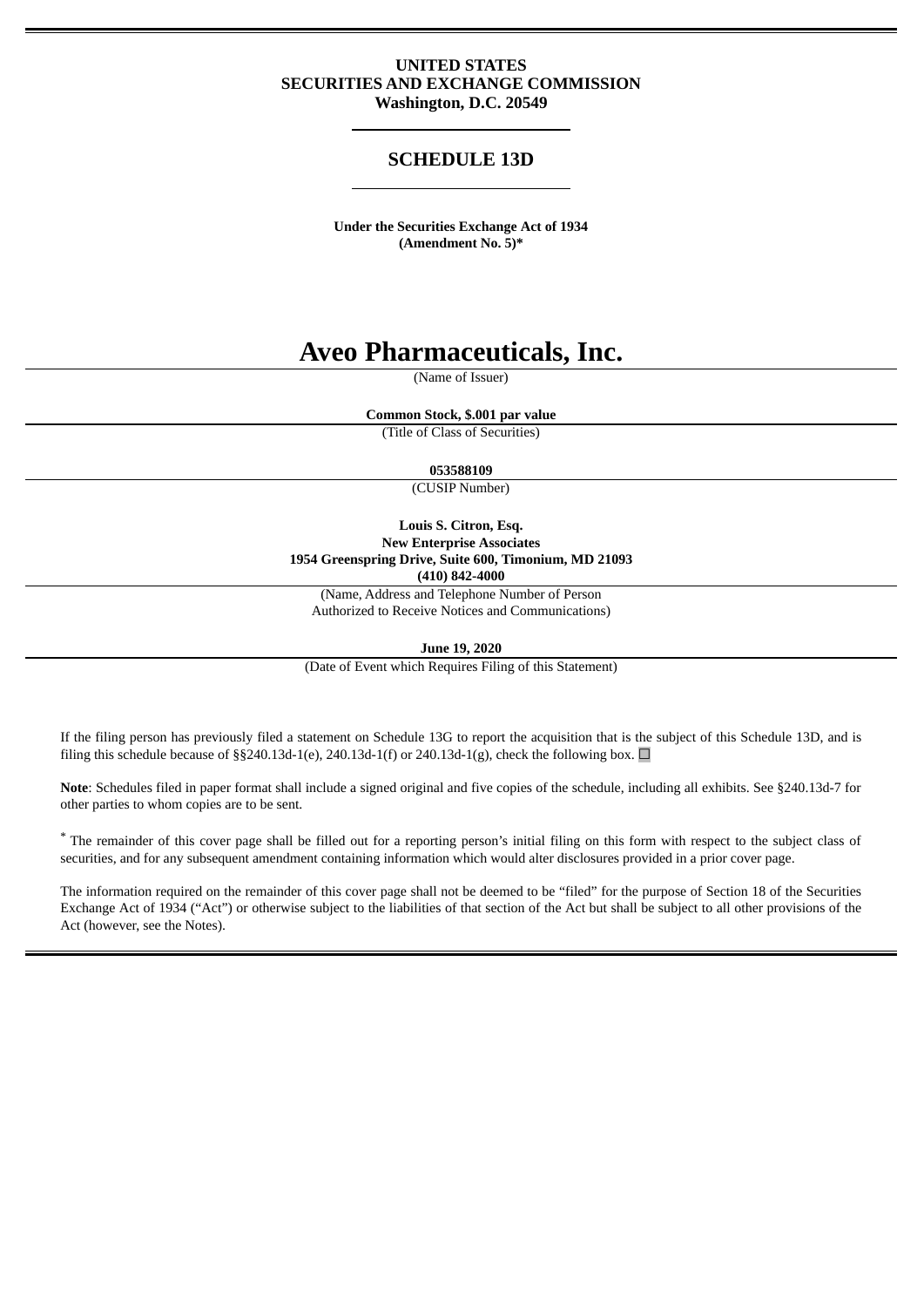**UNITED STATES**
**SECURITIES AND EXCHANGE COMMISSION**
**Washington, D.C. 20549**

# SCHEDULE 13D

**Under the Securities Exchange Act of 1934**
**(Amendment No. 5)***

# Aveo Pharmaceuticals, Inc.

(Name of Issuer)

**Common Stock, $.001 par value**

(Title of Class of Securities)

**053588109**

(CUSIP Number)

**Louis S. Citron, Esq.**
**New Enterprise Associates**
**1954 Greenspring Drive, Suite 600, Timonium, MD 21093**
**(410) 842-4000**

(Name, Address and Telephone Number of Person Authorized to Receive Notices and Communications)

**June 19, 2020**

(Date of Event which Requires Filing of this Statement)

If the filing person has previously filed a statement on Schedule 13G to report the acquisition that is the subject of this Schedule 13D, and is filing this schedule because of §§240.13d-1(e), 240.13d-1(f) or 240.13d-1(g), check the following box. ☐

**Note**: Schedules filed in paper format shall include a signed original and five copies of the schedule, including all exhibits. See §240.13d-7 for other parties to whom copies are to be sent.

* The remainder of this cover page shall be filled out for a reporting person's initial filing on this form with respect to the subject class of securities, and for any subsequent amendment containing information which would alter disclosures provided in a prior cover page.

The information required on the remainder of this cover page shall not be deemed to be "filed" for the purpose of Section 18 of the Securities Exchange Act of 1934 ("Act") or otherwise subject to the liabilities of that section of the Act but shall be subject to all other provisions of the Act (however, see the Notes).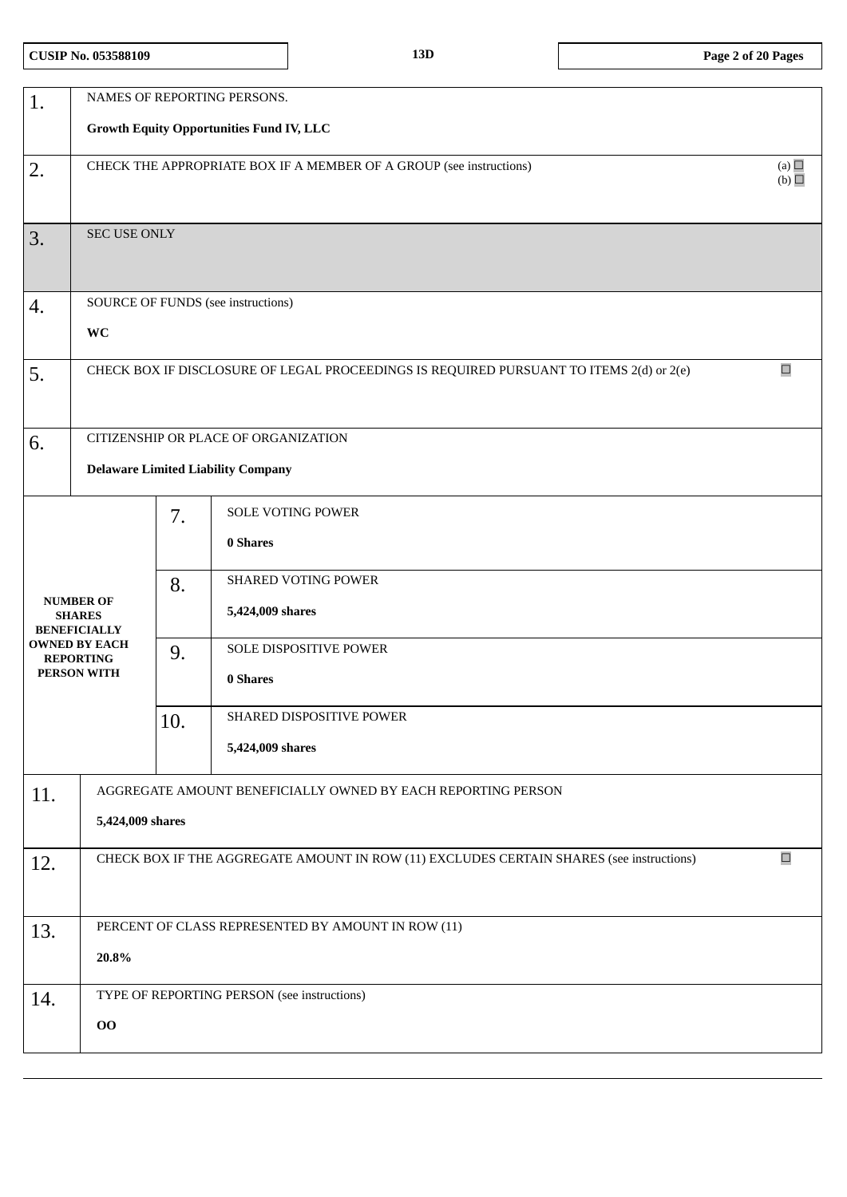| | |
|---|---|
| 1. | NAMES OF REPORTING PERSONS.<br><br>**Growth Equity Opportunities Fund IV, LLC** |
| 2. | CHECK THE APPROPRIATE BOX IF A MEMBER OF A GROUP (see instructions) (a) ☐ (b) ☐ |
| 3. | SEC USE ONLY |
| 4. | SOURCE OF FUNDS (see instructions)<br><br>**WC** |
| 5. | CHECK BOX IF DISCLOSURE OF LEGAL PROCEEDINGS IS REQUIRED PURSUANT TO ITEMS 2(d) or 2(e) ☐ |
| 6. | CITIZENSHIP OR PLACE OF ORGANIZATION<br><br>**Delaware Limited Liability Company** |

| NUMBER OF SHARES BENEFICIALLY OWNED BY EACH REPORTING PERSON WITH | | |
|---|---|---|
| | 7. | SOLE VOTING POWER<br><br>**0 Shares** |
| | 8. | SHARED VOTING POWER<br><br>**5,424,009 shares** |
| | 9. | SOLE DISPOSITIVE POWER<br><br>**0 Shares** |
| | 10. | SHARED DISPOSITIVE POWER<br><br>**5,424,009 shares** |

| | |
|---|---|
| 11. | AGGREGATE AMOUNT BENEFICIALLY OWNED BY EACH REPORTING PERSON<br><br>**5,424,009 shares** |
| 12. | CHECK BOX IF THE AGGREGATE AMOUNT IN ROW (11) EXCLUDES CERTAIN SHARES (see instructions) ☐ |
| 13. | PERCENT OF CLASS REPRESENTED BY AMOUNT IN ROW (11)<br><br>**20.8%** |
| 14. | TYPE OF REPORTING PERSON (see instructions)<br><br>**OO** |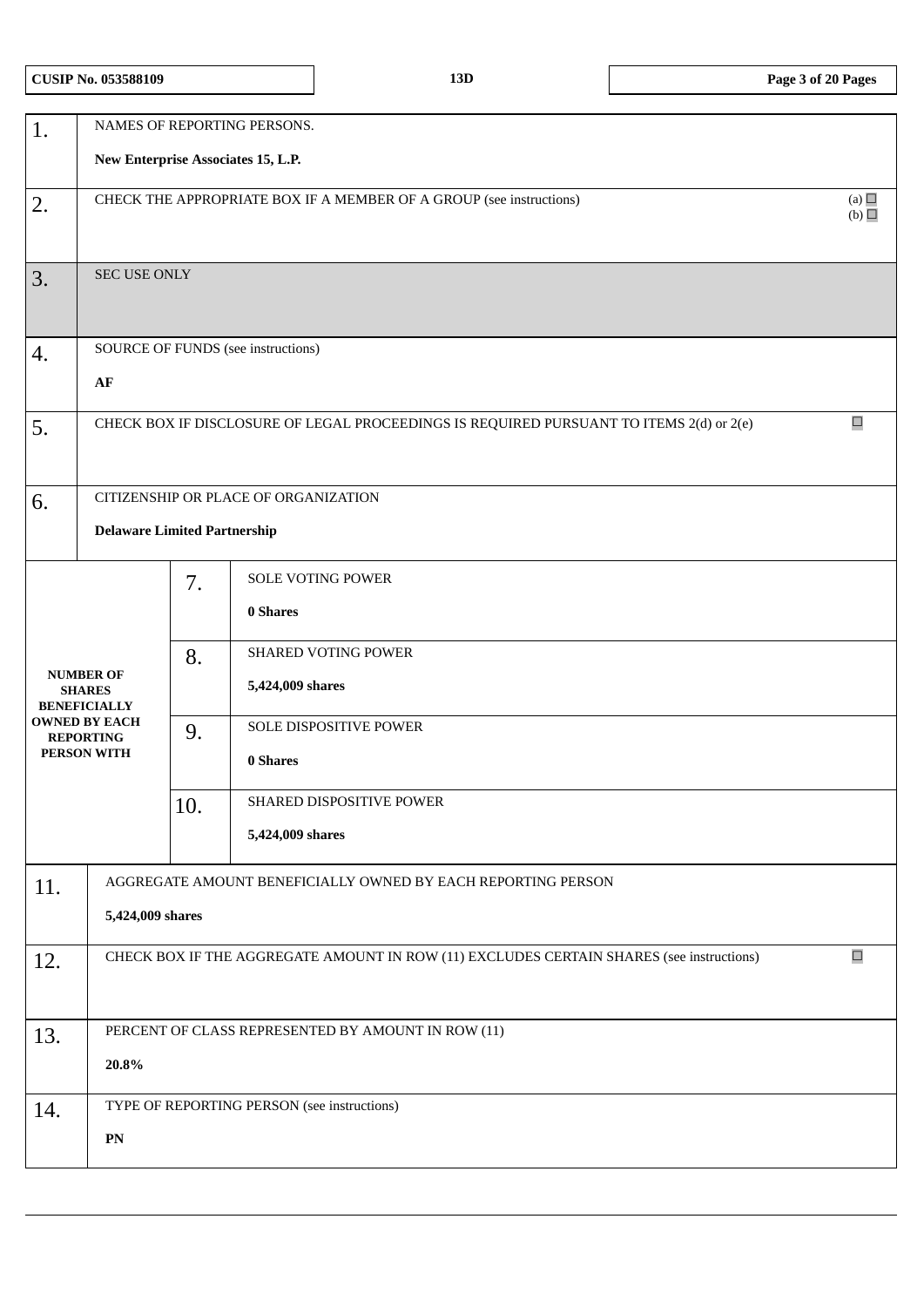| | | | |
|---|---|---|---|
| 1. | NAMES OF REPORTING PERSONS.<br><br>**New Enterprise Associates 15, L.P.** | | |
| 2. | CHECK THE APPROPRIATE BOX IF A MEMBER OF A GROUP (see instructions) (a) ☐ (b) ☐ | | |
| 3. | SEC USE ONLY | | |
| 4. | SOURCE OF FUNDS (see instructions)<br><br>**AF** | | |
| 5. | CHECK BOX IF DISCLOSURE OF LEGAL PROCEEDINGS IS REQUIRED PURSUANT TO ITEMS 2(d) or 2(e) ☐ | | |
| 6. | CITIZENSHIP OR PLACE OF ORGANIZATION<br><br>**Delaware Limited Partnership** | | |
| **NUMBER OF SHARES BENEFICIALLY OWNED BY EACH REPORTING PERSON WITH** | | 7. | SOLE VOTING POWER<br><br>**0 Shares** |
| | | 8. | SHARED VOTING POWER<br><br>**5,424,009 shares** |
| | | 9. | SOLE DISPOSITIVE POWER<br><br>**0 Shares** |
| | | 10. | SHARED DISPOSITIVE POWER<br><br>**5,424,009 shares** |
| 11. | AGGREGATE AMOUNT BENEFICIALLY OWNED BY EACH REPORTING PERSON<br><br>**5,424,009 shares** | | |
| 12. | CHECK BOX IF THE AGGREGATE AMOUNT IN ROW (11) EXCLUDES CERTAIN SHARES (see instructions) ☐ | | |
| 13. | PERCENT OF CLASS REPRESENTED BY AMOUNT IN ROW (11)<br><br>**20.8%** | | |
| 14. | TYPE OF REPORTING PERSON (see instructions)<br><br>**PN** | | |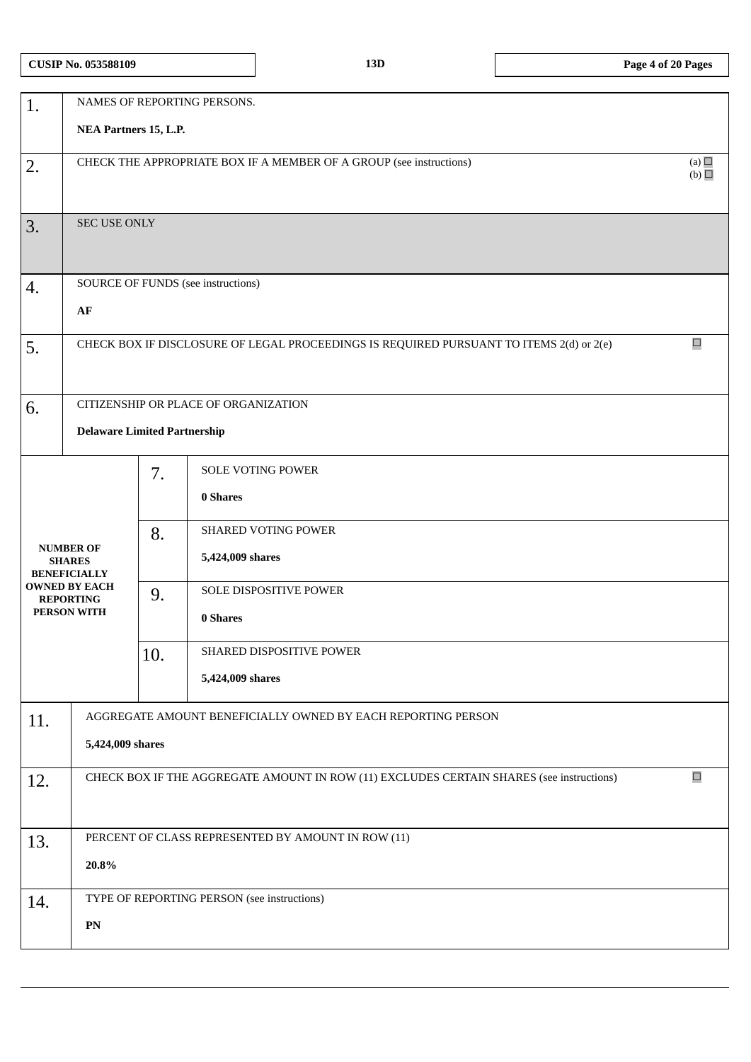| CUSIP No. 053588109 | 13D | |
|---|---|---|

| | | | |
|---|---|---|---|
| 1. | NAMES OF REPORTING PERSONS.<br><br>**NEA Partners 15, L.P.** | | |
| 2. | CHECK THE APPROPRIATE BOX IF A MEMBER OF A GROUP (see instructions) (a) ☐ (b) ☐ | | |
| 3. | SEC USE ONLY | | |
| 4. | SOURCE OF FUNDS (see instructions)<br><br>**AF** | | |
| 5. | CHECK BOX IF DISCLOSURE OF LEGAL PROCEEDINGS IS REQUIRED PURSUANT TO ITEMS 2(d) or 2(e) ☐ | | |
| 6. | CITIZENSHIP OR PLACE OF ORGANIZATION<br><br>**Delaware Limited Partnership** | | |
| **NUMBER OF SHARES BENEFICIALLY OWNED BY EACH REPORTING PERSON WITH** | | 7. | SOLE VOTING POWER<br><br>**0 Shares** |
| | | 8. | SHARED VOTING POWER<br><br>**5,424,009 shares** |
| | | 9. | SOLE DISPOSITIVE POWER<br><br>**0 Shares** |
| | | 10. | SHARED DISPOSITIVE POWER<br><br>**5,424,009 shares** |
| 11. | AGGREGATE AMOUNT BENEFICIALLY OWNED BY EACH REPORTING PERSON<br><br>**5,424,009 shares** | | |
| 12. | CHECK BOX IF THE AGGREGATE AMOUNT IN ROW (11) EXCLUDES CERTAIN SHARES (see instructions) ☐ | | |
| 13. | PERCENT OF CLASS REPRESENTED BY AMOUNT IN ROW (11)<br><br>**20.8%** | | |
| 14. | TYPE OF REPORTING PERSON (see instructions)<br><br>**PN** | | |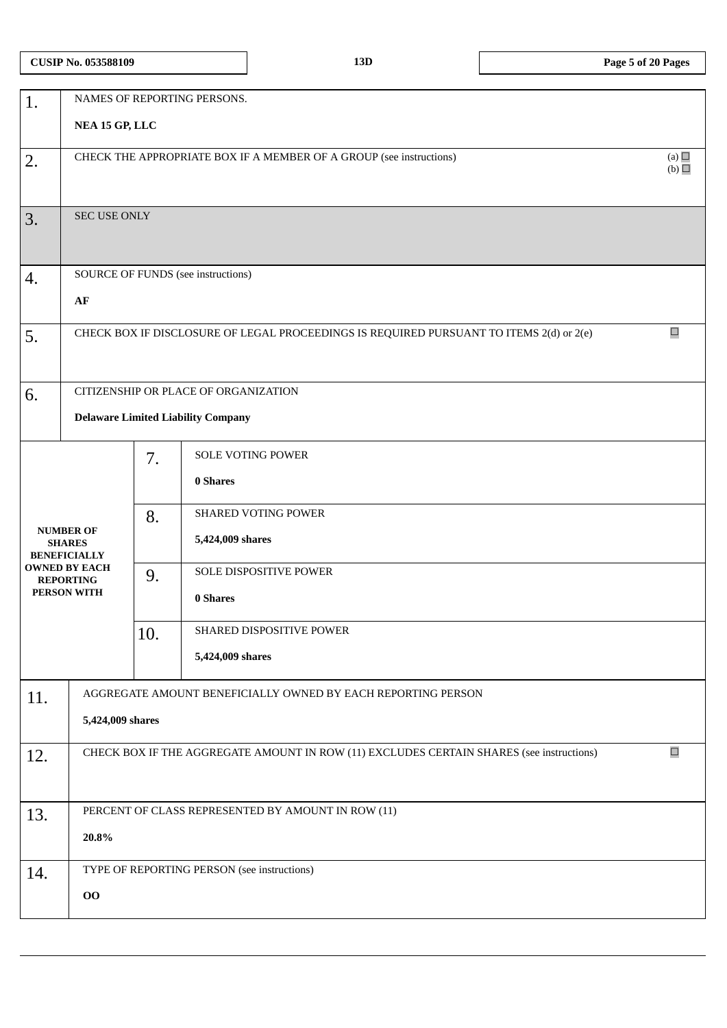CUSIP No. 053588109 | 13D

| | |
|---|---|
| 1. | NAMES OF REPORTING PERSONS.<br>**NEA 15 GP, LLC** |
| 2. | CHECK THE APPROPRIATE BOX IF A MEMBER OF A GROUP (see instructions) (a) ☐ (b) ☐ |
| 3. | SEC USE ONLY |
| 4. | SOURCE OF FUNDS (see instructions)<br>**AF** |
| 5. | CHECK BOX IF DISCLOSURE OF LEGAL PROCEEDINGS IS REQUIRED PURSUANT TO ITEMS 2(d) or 2(e) ☐ |
| 6. | CITIZENSHIP OR PLACE OF ORGANIZATION<br>**Delaware Limited Liability Company** |

| NUMBER OF SHARES BENEFICIALLY OWNED BY EACH REPORTING PERSON WITH | | |
|---|---|---|
| | 7. | SOLE VOTING POWER<br>**0 Shares** |
| | 8. | SHARED VOTING POWER<br>**5,424,009 shares** |
| | 9. | SOLE DISPOSITIVE POWER<br>**0 Shares** |
| | 10. | SHARED DISPOSITIVE POWER<br>**5,424,009 shares** |

| | |
|---|---|
| 11. | AGGREGATE AMOUNT BENEFICIALLY OWNED BY EACH REPORTING PERSON<br>**5,424,009 shares** |
| 12. | CHECK BOX IF THE AGGREGATE AMOUNT IN ROW (11) EXCLUDES CERTAIN SHARES (see instructions) ☐ |
| 13. | PERCENT OF CLASS REPRESENTED BY AMOUNT IN ROW (11)<br>**20.8%** |
| 14. | TYPE OF REPORTING PERSON (see instructions)<br>**OO** |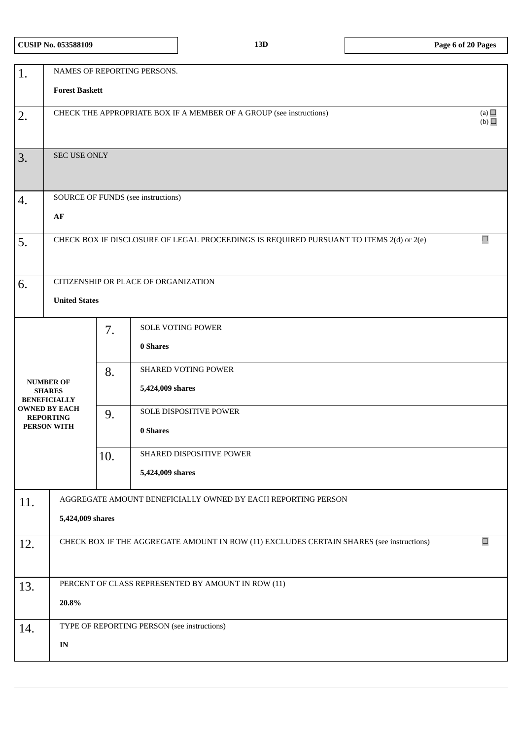| CUSIP No. 053588109 | 13D |
|---|---|

| | | |
|---|---|---|
| 1. | NAMES OF REPORTING PERSONS.<br><br>**Forest Baskett** | |
| 2. | CHECK THE APPROPRIATE BOX IF A MEMBER OF A GROUP (see instructions) | (a) ☐<br>(b) ☐ |
| 3. | SEC USE ONLY | |
| 4. | SOURCE OF FUNDS (see instructions)<br><br>**AF** | |
| 5. | CHECK BOX IF DISCLOSURE OF LEGAL PROCEEDINGS IS REQUIRED PURSUANT TO ITEMS 2(d) or 2(e) | ☐ |
| 6. | CITIZENSHIP OR PLACE OF ORGANIZATION<br><br>**United States** | |

| NUMBER OF SHARES BENEFICIALLY OWNED BY EACH REPORTING PERSON WITH | | |
|---|---|---|
| | 7. | SOLE VOTING POWER<br><br>**0 Shares** |
| | 8. | SHARED VOTING POWER<br><br>**5,424,009 shares** |
| | 9. | SOLE DISPOSITIVE POWER<br><br>**0 Shares** |
| | 10. | SHARED DISPOSITIVE POWER<br><br>**5,424,009 shares** |

| | | |
|---|---|---|
| 11. | AGGREGATE AMOUNT BENEFICIALLY OWNED BY EACH REPORTING PERSON<br><br>**5,424,009 shares** | |
| 12. | CHECK BOX IF THE AGGREGATE AMOUNT IN ROW (11) EXCLUDES CERTAIN SHARES (see instructions) | ☐ |
| 13. | PERCENT OF CLASS REPRESENTED BY AMOUNT IN ROW (11)<br><br>**20.8%** | |
| 14. | TYPE OF REPORTING PERSON (see instructions)<br><br>**IN** | |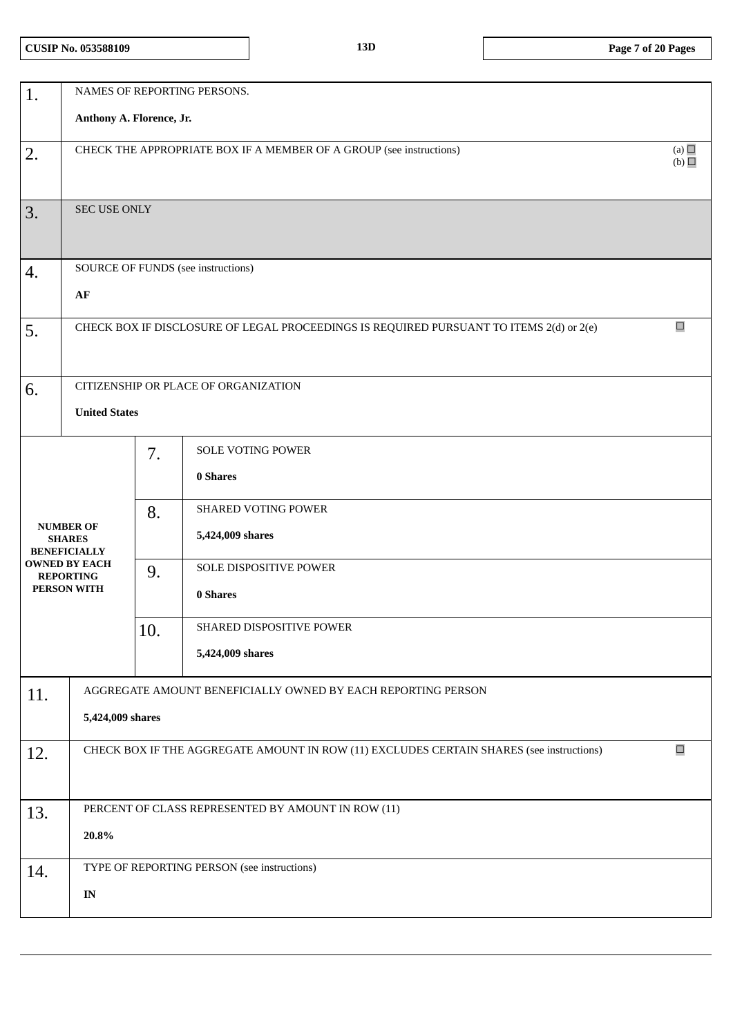CUSIP No. 053588109 | 13D

| | | | |
|---|---|---|---|
| 1. | NAMES OF REPORTING PERSONS.<br><br>**Anthony A. Florence, Jr.** | | |
| 2. | CHECK THE APPROPRIATE BOX IF A MEMBER OF A GROUP (see instructions) (a) ☐ (b) ☐ | | |
| 3. | SEC USE ONLY | | |
| 4. | SOURCE OF FUNDS (see instructions)<br><br>**AF** | | |
| 5. | CHECK BOX IF DISCLOSURE OF LEGAL PROCEEDINGS IS REQUIRED PURSUANT TO ITEMS 2(d) or 2(e) ☐ | | |
| 6. | CITIZENSHIP OR PLACE OF ORGANIZATION<br><br>**United States** | | |
| **NUMBER OF SHARES BENEFICIALLY OWNED BY EACH REPORTING PERSON WITH** | 7. | SOLE VOTING POWER<br><br>**0 Shares** | |
| | 8. | SHARED VOTING POWER<br><br>**5,424,009 shares** | |
| | 9. | SOLE DISPOSITIVE POWER<br><br>**0 Shares** | |
| | 10. | SHARED DISPOSITIVE POWER<br><br>**5,424,009 shares** | |
| 11. | AGGREGATE AMOUNT BENEFICIALLY OWNED BY EACH REPORTING PERSON<br><br>**5,424,009 shares** | | |
| 12. | CHECK BOX IF THE AGGREGATE AMOUNT IN ROW (11) EXCLUDES CERTAIN SHARES (see instructions) ☐ | | |
| 13. | PERCENT OF CLASS REPRESENTED BY AMOUNT IN ROW (11)<br><br>**20.8%** | | |
| 14. | TYPE OF REPORTING PERSON (see instructions)<br><br>**IN** | | |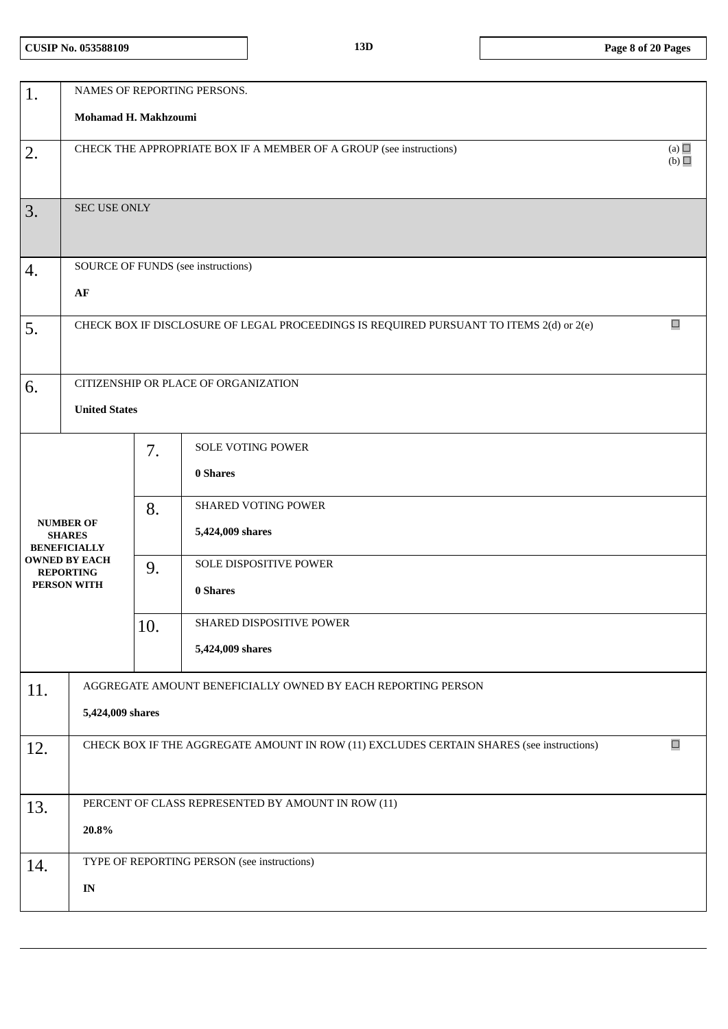CUSIP No. 053588109

13D

| | | | |
|---|---|---|---|
| 1. | NAMES OF REPORTING PERSONS.<br><br>**Mohamad H. Makhzoumi** | | |
| 2. | CHECK THE APPROPRIATE BOX IF A MEMBER OF A GROUP (see instructions) (a) ☐ (b) ☐ | | |
| 3. | SEC USE ONLY | | |
| 4. | SOURCE OF FUNDS (see instructions)<br><br>**AF** | | |
| 5. | CHECK BOX IF DISCLOSURE OF LEGAL PROCEEDINGS IS REQUIRED PURSUANT TO ITEMS 2(d) or 2(e) ☐ | | |
| 6. | CITIZENSHIP OR PLACE OF ORGANIZATION<br><br>**United States** | | |
| **NUMBER OF SHARES BENEFICIALLY OWNED BY EACH REPORTING PERSON WITH** | 7. | SOLE VOTING POWER<br><br>**0 Shares** | |
| | 8. | SHARED VOTING POWER<br><br>**5,424,009 shares** | |
| | 9. | SOLE DISPOSITIVE POWER<br><br>**0 Shares** | |
| | 10. | SHARED DISPOSITIVE POWER<br><br>**5,424,009 shares** | |
| 11. | AGGREGATE AMOUNT BENEFICIALLY OWNED BY EACH REPORTING PERSON<br><br>**5,424,009 shares** | | |
| 12. | CHECK BOX IF THE AGGREGATE AMOUNT IN ROW (11) EXCLUDES CERTAIN SHARES (see instructions) ☐ | | |
| 13. | PERCENT OF CLASS REPRESENTED BY AMOUNT IN ROW (11)<br><br>**20.8%** | | |
| 14. | TYPE OF REPORTING PERSON (see instructions)<br><br>**IN** | | |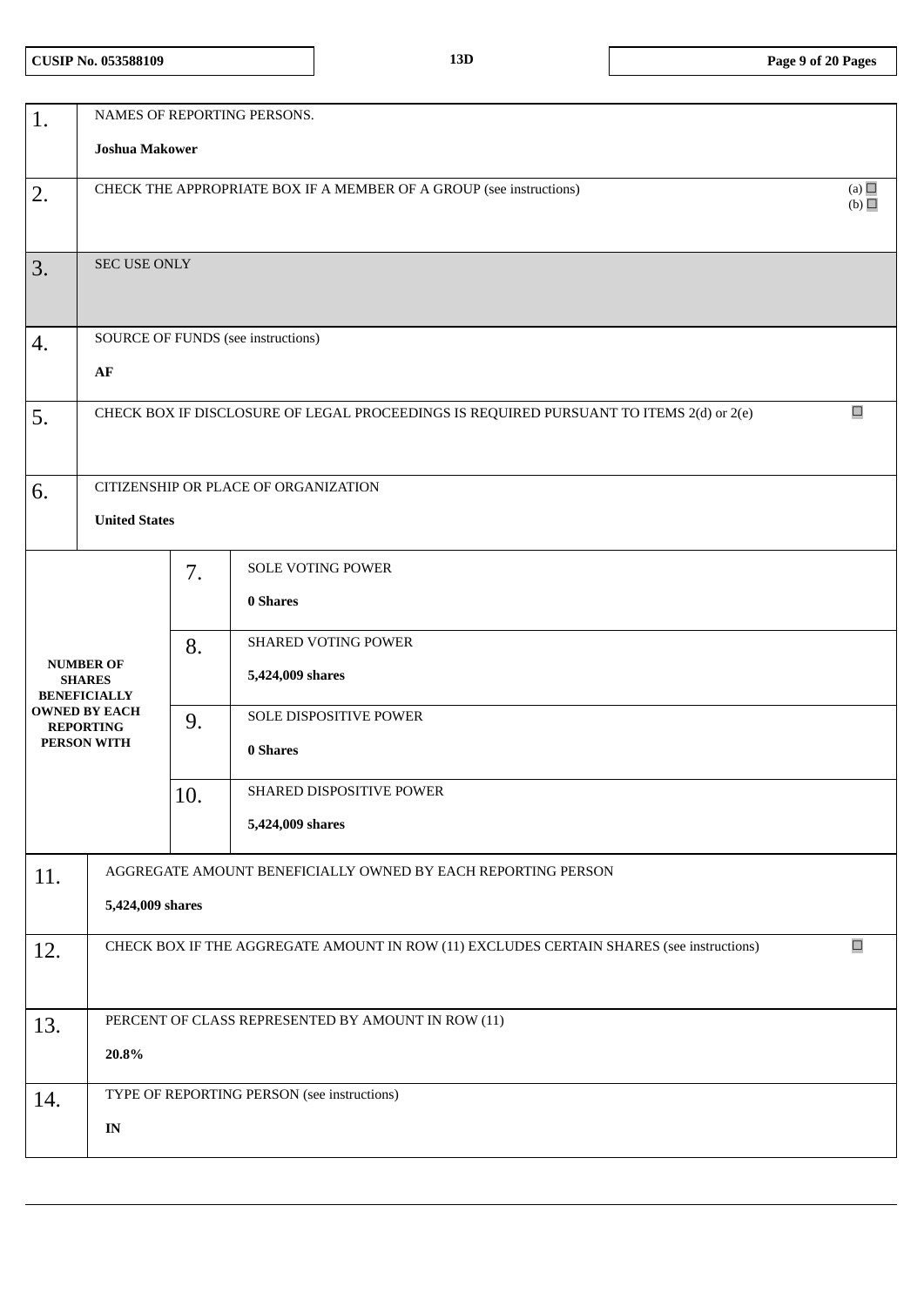| | |
|---|---|
| 1. | NAMES OF REPORTING PERSONS.<br><br>**Joshua Makower** |
| 2. | CHECK THE APPROPRIATE BOX IF A MEMBER OF A GROUP (see instructions) (a) ☐ (b) ☐ |
| 3. | SEC USE ONLY |
| 4. | SOURCE OF FUNDS (see instructions)<br><br>**AF** |
| 5. | CHECK BOX IF DISCLOSURE OF LEGAL PROCEEDINGS IS REQUIRED PURSUANT TO ITEMS 2(d) or 2(e) ☐ |
| 6. | CITIZENSHIP OR PLACE OF ORGANIZATION<br><br>**United States** |

| NUMBER OF SHARES BENEFICIALLY OWNED BY EACH REPORTING PERSON WITH | | |
|---|---|---|
| | 7. | SOLE VOTING POWER<br><br>**0 Shares** |
| | 8. | SHARED VOTING POWER<br><br>**5,424,009 shares** |
| | 9. | SOLE DISPOSITIVE POWER<br><br>**0 Shares** |
| | 10. | SHARED DISPOSITIVE POWER<br><br>**5,424,009 shares** |

| | |
|---|---|
| 11. | AGGREGATE AMOUNT BENEFICIALLY OWNED BY EACH REPORTING PERSON<br><br>**5,424,009 shares** |
| 12. | CHECK BOX IF THE AGGREGATE AMOUNT IN ROW (11) EXCLUDES CERTAIN SHARES (see instructions) ☐ |
| 13. | PERCENT OF CLASS REPRESENTED BY AMOUNT IN ROW (11)<br><br>**20.8%** |
| 14. | TYPE OF REPORTING PERSON (see instructions)<br><br>**IN** |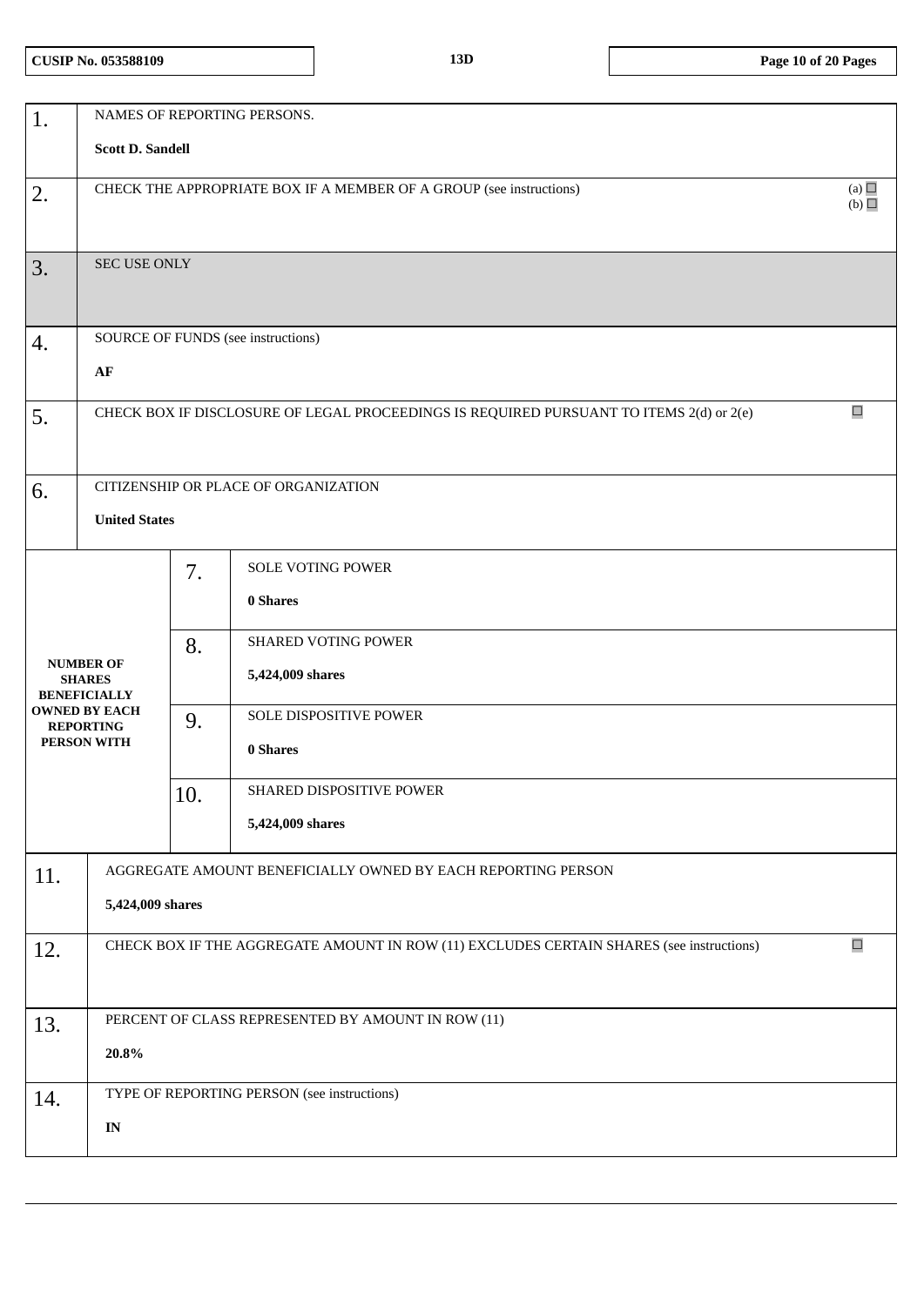CUSIP No. 053588109 | 13D

| | | | |
|---|---|---|---|
| 1. | NAMES OF REPORTING PERSONS.<br><br>**Scott D. Sandell** | | |
| 2. | CHECK THE APPROPRIATE BOX IF A MEMBER OF A GROUP (see instructions) | | (a) ☐<br>(b) ☐ |
| 3. | SEC USE ONLY | | |
| 4. | SOURCE OF FUNDS (see instructions)<br><br>**AF** | | |
| 5. | CHECK BOX IF DISCLOSURE OF LEGAL PROCEEDINGS IS REQUIRED PURSUANT TO ITEMS 2(d) or 2(e) | | ☐ |
| 6. | CITIZENSHIP OR PLACE OF ORGANIZATION<br><br>**United States** | | |
| **NUMBER OF SHARES BENEFICIALLY OWNED BY EACH REPORTING PERSON WITH** | 7. | SOLE VOTING POWER<br><br>**0 Shares** | |
| | 8. | SHARED VOTING POWER<br><br>**5,424,009 shares** | |
| | 9. | SOLE DISPOSITIVE POWER<br><br>**0 Shares** | |
| | 10. | SHARED DISPOSITIVE POWER<br><br>**5,424,009 shares** | |
| 11. | AGGREGATE AMOUNT BENEFICIALLY OWNED BY EACH REPORTING PERSON<br><br>**5,424,009 shares** | | |
| 12. | CHECK BOX IF THE AGGREGATE AMOUNT IN ROW (11) EXCLUDES CERTAIN SHARES (see instructions) | | ☐ |
| 13. | PERCENT OF CLASS REPRESENTED BY AMOUNT IN ROW (11)<br><br>**20.8%** | | |
| 14. | TYPE OF REPORTING PERSON (see instructions)<br><br>**IN** | | |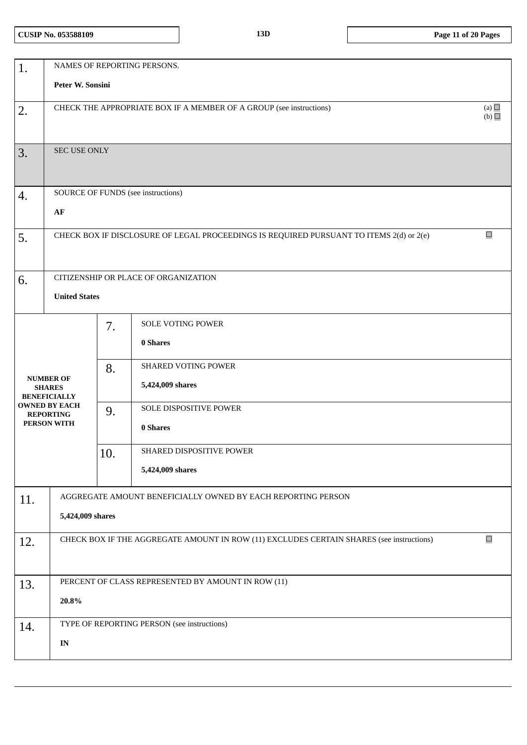CUSIP No. 053588109 | 13D

| | | | |
|---|---|---|---|
| 1. | NAMES OF REPORTING PERSONS.<br><br>**Peter W. Sonsini** | | |
| 2. | CHECK THE APPROPRIATE BOX IF A MEMBER OF A GROUP (see instructions) (a) ☐ (b) ☐ | | |
| 3. | SEC USE ONLY | | |
| 4. | SOURCE OF FUNDS (see instructions)<br><br>**AF** | | |
| 5. | CHECK BOX IF DISCLOSURE OF LEGAL PROCEEDINGS IS REQUIRED PURSUANT TO ITEMS 2(d) or 2(e) ☐ | | |
| 6. | CITIZENSHIP OR PLACE OF ORGANIZATION<br><br>**United States** | | |
| **NUMBER OF SHARES BENEFICIALLY OWNED BY EACH REPORTING PERSON WITH** | 7. | SOLE VOTING POWER<br><br>**0 Shares** | |
| | 8. | SHARED VOTING POWER<br><br>**5,424,009 shares** | |
| | 9. | SOLE DISPOSITIVE POWER<br><br>**0 Shares** | |
| | 10. | SHARED DISPOSITIVE POWER<br><br>**5,424,009 shares** | |
| 11. | AGGREGATE AMOUNT BENEFICIALLY OWNED BY EACH REPORTING PERSON<br><br>**5,424,009 shares** | | |
| 12. | CHECK BOX IF THE AGGREGATE AMOUNT IN ROW (11) EXCLUDES CERTAIN SHARES (see instructions) ☐ | | |
| 13. | PERCENT OF CLASS REPRESENTED BY AMOUNT IN ROW (11)<br><br>**20.8%** | | |
| 14. | TYPE OF REPORTING PERSON (see instructions)<br><br>**IN** | | |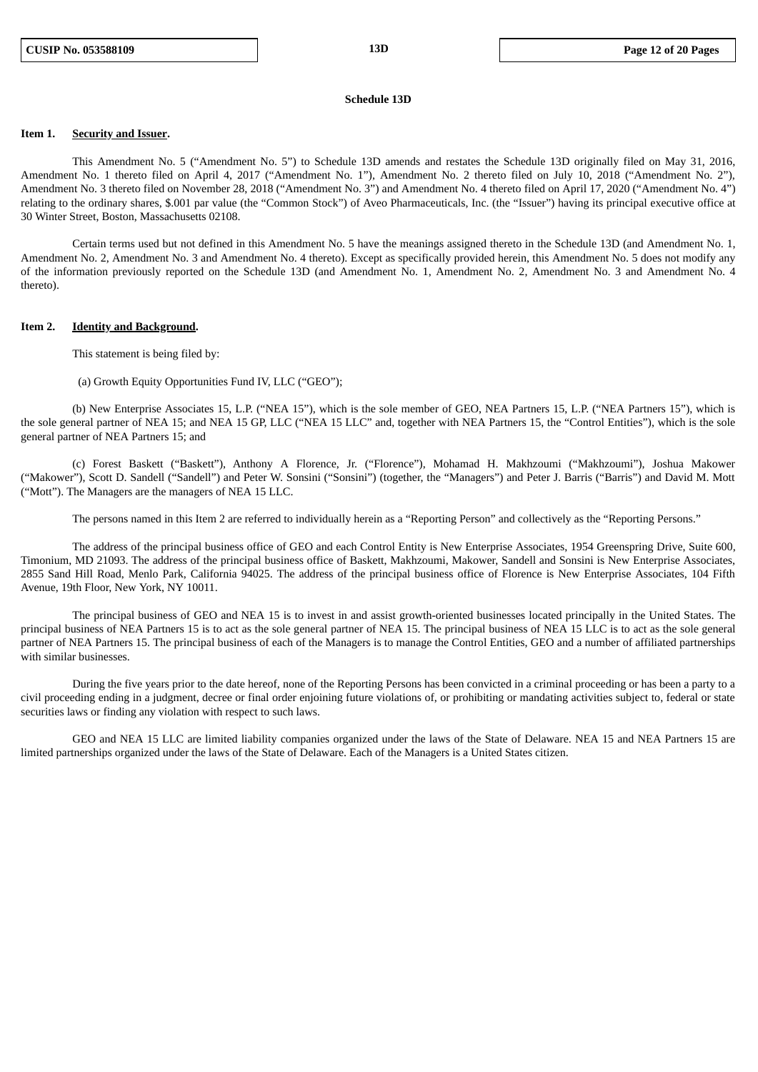## Schedule 13D

**Item 1. Security and Issuer.**

This Amendment No. 5 ("Amendment No. 5") to Schedule 13D amends and restates the Schedule 13D originally filed on May 31, 2016, Amendment No. 1 thereto filed on April 4, 2017 ("Amendment No. 1"), Amendment No. 2 thereto filed on July 10, 2018 ("Amendment No. 2"), Amendment No. 3 thereto filed on November 28, 2018 ("Amendment No. 3") and Amendment No. 4 thereto filed on April 17, 2020 ("Amendment No. 4") relating to the ordinary shares, $.001 par value (the "Common Stock") of Aveo Pharmaceuticals, Inc. (the "Issuer") having its principal executive office at 30 Winter Street, Boston, Massachusetts 02108.

Certain terms used but not defined in this Amendment No. 5 have the meanings assigned thereto in the Schedule 13D (and Amendment No. 1, Amendment No. 2, Amendment No. 3 and Amendment No. 4 thereto). Except as specifically provided herein, this Amendment No. 5 does not modify any of the information previously reported on the Schedule 13D (and Amendment No. 1, Amendment No. 2, Amendment No. 3 and Amendment No. 4 thereto).

**Item 2. Identity and Background.**

This statement is being filed by:

(a) Growth Equity Opportunities Fund IV, LLC ("GEO");

(b) New Enterprise Associates 15, L.P. ("NEA 15"), which is the sole member of GEO, NEA Partners 15, L.P. ("NEA Partners 15"), which is the sole general partner of NEA 15; and NEA 15 GP, LLC ("NEA 15 LLC" and, together with NEA Partners 15, the "Control Entities"), which is the sole general partner of NEA Partners 15; and

(c) Forest Baskett ("Baskett"), Anthony A Florence, Jr. ("Florence"), Mohamad H. Makhzoumi ("Makhzoumi"), Joshua Makower ("Makower"), Scott D. Sandell ("Sandell") and Peter W. Sonsini ("Sonsini") (together, the "Managers") and Peter J. Barris ("Barris") and David M. Mott ("Mott"). The Managers are the managers of NEA 15 LLC.

The persons named in this Item 2 are referred to individually herein as a "Reporting Person" and collectively as the "Reporting Persons."

The address of the principal business office of GEO and each Control Entity is New Enterprise Associates, 1954 Greenspring Drive, Suite 600, Timonium, MD 21093. The address of the principal business office of Baskett, Makhzoumi, Makower, Sandell and Sonsini is New Enterprise Associates, 2855 Sand Hill Road, Menlo Park, California 94025. The address of the principal business office of Florence is New Enterprise Associates, 104 Fifth Avenue, 19th Floor, New York, NY 10011.

The principal business of GEO and NEA 15 is to invest in and assist growth-oriented businesses located principally in the United States. The principal business of NEA Partners 15 is to act as the sole general partner of NEA 15. The principal business of NEA 15 LLC is to act as the sole general partner of NEA Partners 15. The principal business of each of the Managers is to manage the Control Entities, GEO and a number of affiliated partnerships with similar businesses.

During the five years prior to the date hereof, none of the Reporting Persons has been convicted in a criminal proceeding or has been a party to a civil proceeding ending in a judgment, decree or final order enjoining future violations of, or prohibiting or mandating activities subject to, federal or state securities laws or finding any violation with respect to such laws.

GEO and NEA 15 LLC are limited liability companies organized under the laws of the State of Delaware. NEA 15 and NEA Partners 15 are limited partnerships organized under the laws of the State of Delaware. Each of the Managers is a United States citizen.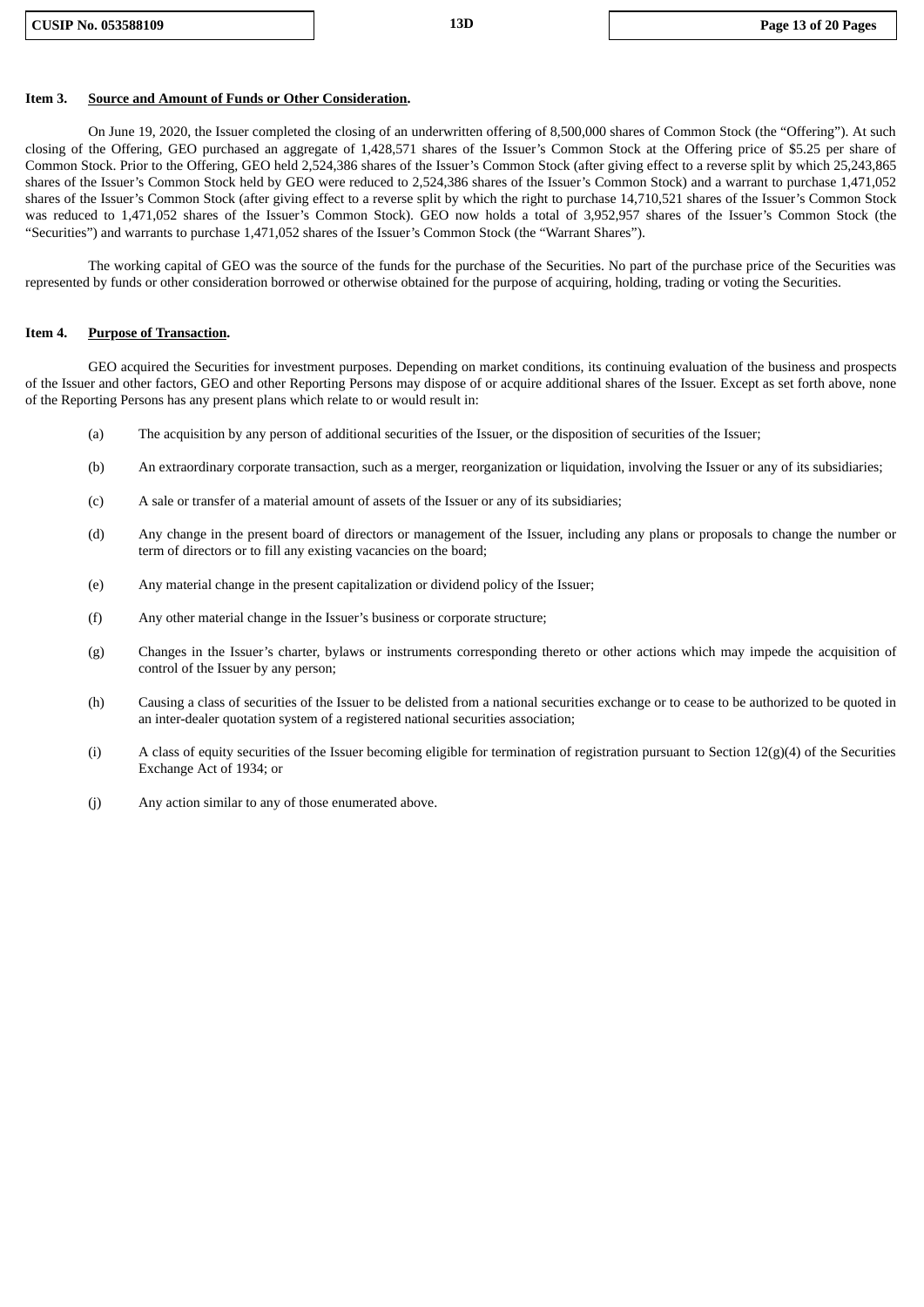**Item 3. Source and Amount of Funds or Other Consideration.**

On June 19, 2020, the Issuer completed the closing of an underwritten offering of 8,500,000 shares of Common Stock (the "Offering"). At such closing of the Offering, GEO purchased an aggregate of 1,428,571 shares of the Issuer's Common Stock at the Offering price of $5.25 per share of Common Stock. Prior to the Offering, GEO held 2,524,386 shares of the Issuer's Common Stock (after giving effect to a reverse split by which 25,243,865 shares of the Issuer's Common Stock held by GEO were reduced to 2,524,386 shares of the Issuer's Common Stock) and a warrant to purchase 1,471,052 shares of the Issuer's Common Stock (after giving effect to a reverse split by which the right to purchase 14,710,521 shares of the Issuer's Common Stock was reduced to 1,471,052 shares of the Issuer's Common Stock). GEO now holds a total of 3,952,957 shares of the Issuer's Common Stock (the "Securities") and warrants to purchase 1,471,052 shares of the Issuer's Common Stock (the "Warrant Shares").

The working capital of GEO was the source of the funds for the purchase of the Securities. No part of the purchase price of the Securities was represented by funds or other consideration borrowed or otherwise obtained for the purpose of acquiring, holding, trading or voting the Securities.

**Item 4. Purpose of Transaction.**

GEO acquired the Securities for investment purposes. Depending on market conditions, its continuing evaluation of the business and prospects of the Issuer and other factors, GEO and other Reporting Persons may dispose of or acquire additional shares of the Issuer. Except as set forth above, none of the Reporting Persons has any present plans which relate to or would result in:

(a) The acquisition by any person of additional securities of the Issuer, or the disposition of securities of the Issuer;

(b) An extraordinary corporate transaction, such as a merger, reorganization or liquidation, involving the Issuer or any of its subsidiaries;

(c) A sale or transfer of a material amount of assets of the Issuer or any of its subsidiaries;

(d) Any change in the present board of directors or management of the Issuer, including any plans or proposals to change the number or term of directors or to fill any existing vacancies on the board;

(e) Any material change in the present capitalization or dividend policy of the Issuer;

(f) Any other material change in the Issuer's business or corporate structure;

(g) Changes in the Issuer's charter, bylaws or instruments corresponding thereto or other actions which may impede the acquisition of control of the Issuer by any person;

(h) Causing a class of securities of the Issuer to be delisted from a national securities exchange or to cease to be authorized to be quoted in an inter-dealer quotation system of a registered national securities association;

(i) A class of equity securities of the Issuer becoming eligible for termination of registration pursuant to Section 12(g)(4) of the Securities Exchange Act of 1934; or

(j) Any action similar to any of those enumerated above.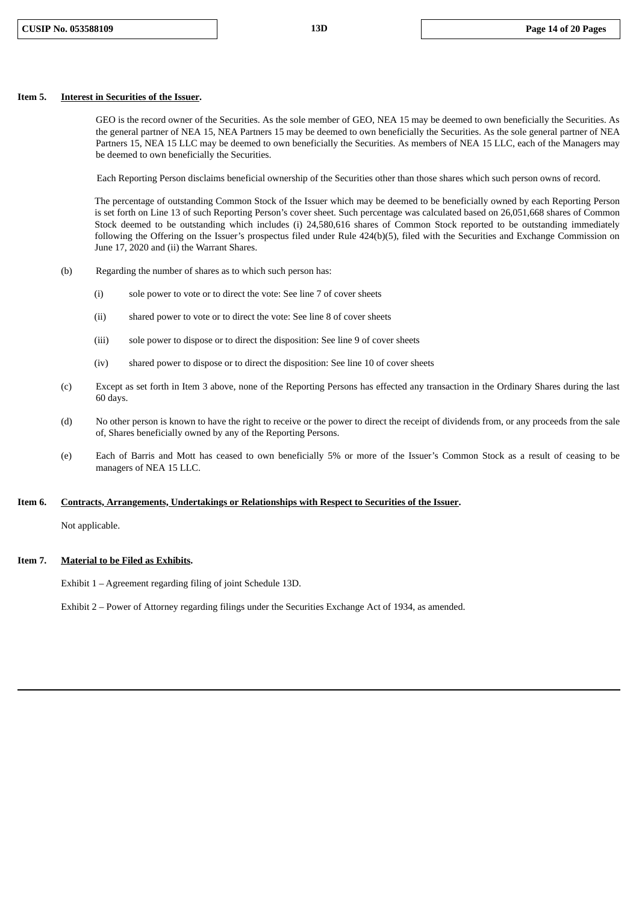**Item 5.** **Interest in Securities of the Issuer.**

GEO is the record owner of the Securities. As the sole member of GEO, NEA 15 may be deemed to own beneficially the Securities. As the general partner of NEA 15, NEA Partners 15 may be deemed to own beneficially the Securities. As the sole general partner of NEA Partners 15, NEA 15 LLC may be deemed to own beneficially the Securities. As members of NEA 15 LLC, each of the Managers may be deemed to own beneficially the Securities.

Each Reporting Person disclaims beneficial ownership of the Securities other than those shares which such person owns of record.

The percentage of outstanding Common Stock of the Issuer which may be deemed to be beneficially owned by each Reporting Person is set forth on Line 13 of such Reporting Person's cover sheet. Such percentage was calculated based on 26,051,668 shares of Common Stock deemed to be outstanding which includes (i) 24,580,616 shares of Common Stock reported to be outstanding immediately following the Offering on the Issuer's prospectus filed under Rule 424(b)(5), filed with the Securities and Exchange Commission on June 17, 2020 and (ii) the Warrant Shares.

(b) Regarding the number of shares as to which such person has:

(i) sole power to vote or to direct the vote: See line 7 of cover sheets

(ii) shared power to vote or to direct the vote: See line 8 of cover sheets

(iii) sole power to dispose or to direct the disposition: See line 9 of cover sheets

(iv) shared power to dispose or to direct the disposition: See line 10 of cover sheets

(c) Except as set forth in Item 3 above, none of the Reporting Persons has effected any transaction in the Ordinary Shares during the last 60 days.

(d) No other person is known to have the right to receive or the power to direct the receipt of dividends from, or any proceeds from the sale of, Shares beneficially owned by any of the Reporting Persons.

(e) Each of Barris and Mott has ceased to own beneficially 5% or more of the Issuer's Common Stock as a result of ceasing to be managers of NEA 15 LLC.

**Item 6.** **Contracts, Arrangements, Undertakings or Relationships with Respect to Securities of the Issuer.**

Not applicable.

**Item 7.** **Material to be Filed as Exhibits.**

Exhibit 1 – Agreement regarding filing of joint Schedule 13D.

Exhibit 2 – Power of Attorney regarding filings under the Securities Exchange Act of 1934, as amended.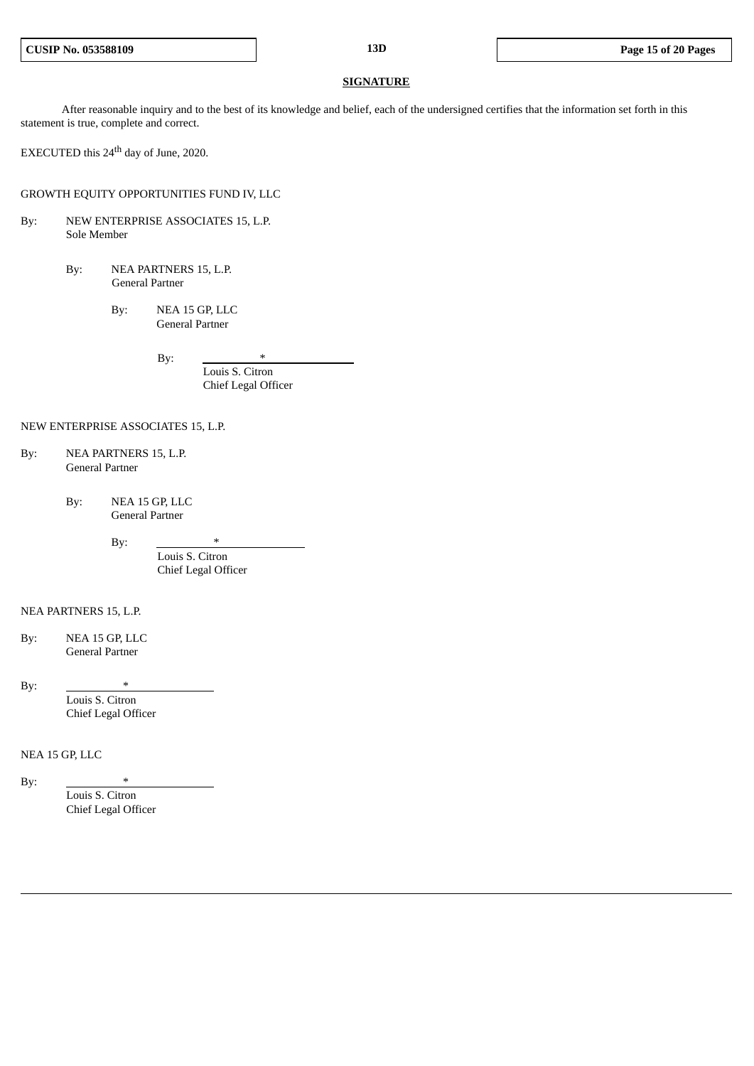## SIGNATURE

After reasonable inquiry and to the best of its knowledge and belief, each of the undersigned certifies that the information set forth in this statement is true, complete and correct.

EXECUTED this 24th day of June, 2020.

GROWTH EQUITY OPPORTUNITIES FUND IV, LLC

By: NEW ENTERPRISE ASSOCIATES 15, L.P.
Sole Member

By: NEA PARTNERS 15, L.P.
General Partner

By: NEA 15 GP, LLC
General Partner

By: *
Louis S. Citron
Chief Legal Officer

NEW ENTERPRISE ASSOCIATES 15, L.P.

By: NEA PARTNERS 15, L.P.
General Partner

By: NEA 15 GP, LLC
General Partner

By: *
Louis S. Citron
Chief Legal Officer

NEA PARTNERS 15, L.P.

By: NEA 15 GP, LLC
General Partner

By: *
Louis S. Citron
Chief Legal Officer

NEA 15 GP, LLC

By: *
Louis S. Citron
Chief Legal Officer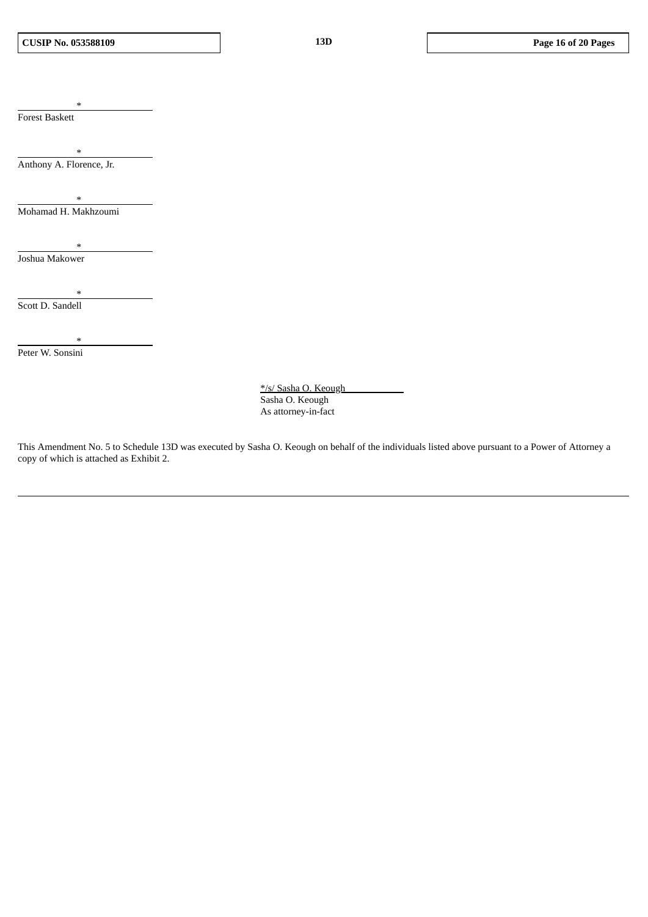\*

Forest Baskett

\*

Anthony A. Florence, Jr.

\*

Mohamad H. Makhzoumi

\*

Joshua Makower

\*

Scott D. Sandell

\*

Peter W. Sonsini

\*/s/ Sasha O. Keough
Sasha O. Keough
As attorney-in-fact

This Amendment No. 5 to Schedule 13D was executed by Sasha O. Keough on behalf of the individuals listed above pursuant to a Power of Attorney a copy of which is attached as Exhibit 2.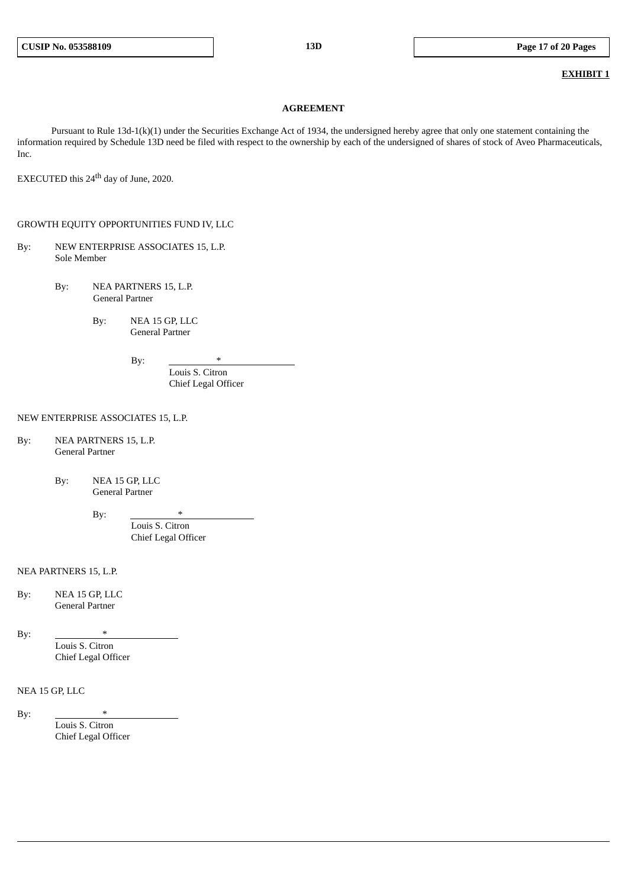**EXHIBIT 1**

**AGREEMENT**

Pursuant to Rule 13d-1(k)(1) under the Securities Exchange Act of 1934, the undersigned hereby agree that only one statement containing the information required by Schedule 13D need be filed with respect to the ownership by each of the undersigned of shares of stock of Aveo Pharmaceuticals, Inc.

EXECUTED this 24th day of June, 2020.

GROWTH EQUITY OPPORTUNITIES FUND IV, LLC

By: NEW ENTERPRISE ASSOCIATES 15, L.P.
Sole Member

By: NEA PARTNERS 15, L.P.
General Partner

By: NEA 15 GP, LLC
General Partner

By: *
Louis S. Citron
Chief Legal Officer

NEW ENTERPRISE ASSOCIATES 15, L.P.

By: NEA PARTNERS 15, L.P.
General Partner

By: NEA 15 GP, LLC
General Partner

By: *
Louis S. Citron
Chief Legal Officer

NEA PARTNERS 15, L.P.

By: NEA 15 GP, LLC
General Partner

By: *
Louis S. Citron
Chief Legal Officer

NEA 15 GP, LLC

By: *
Louis S. Citron
Chief Legal Officer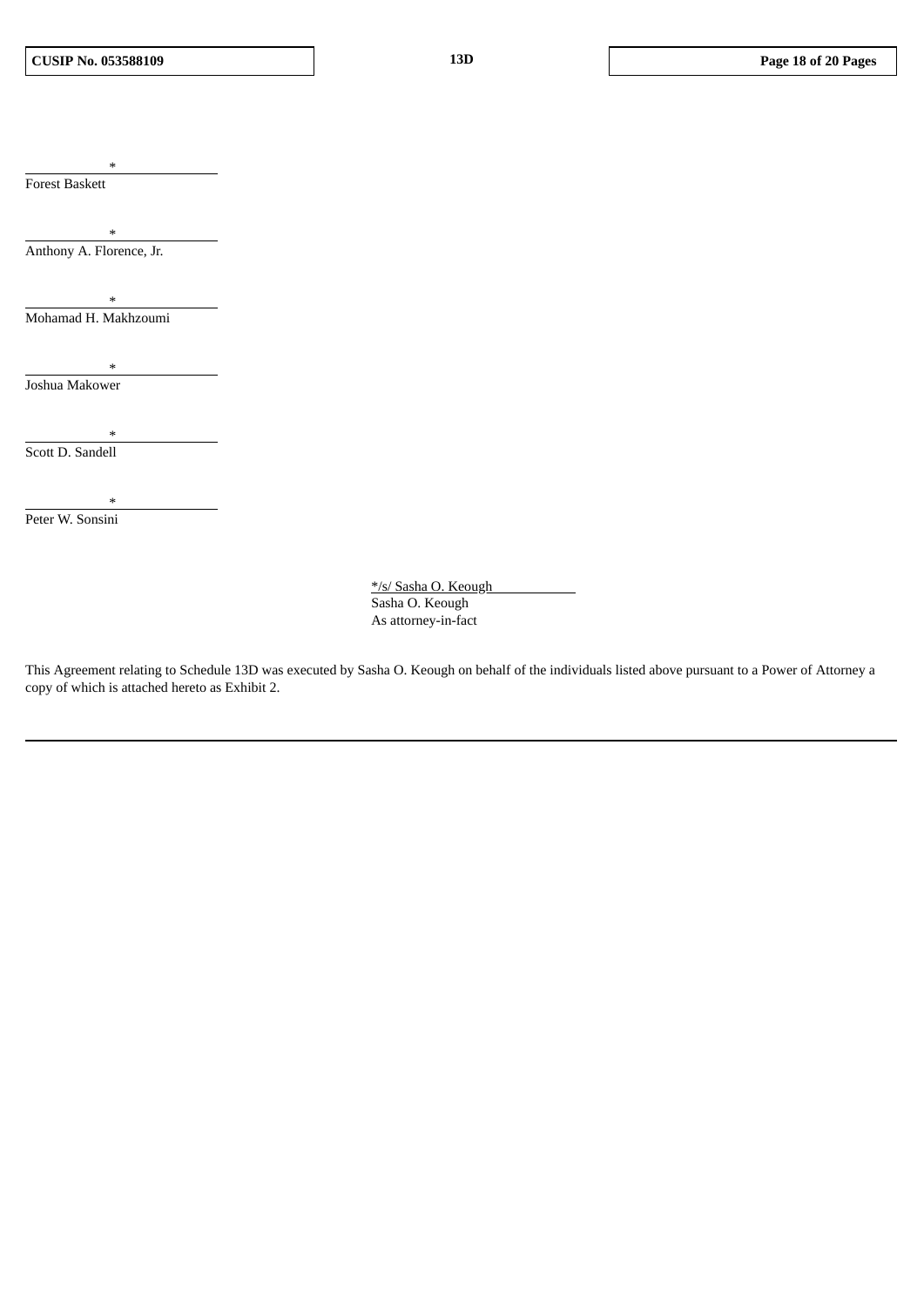*
Forest Baskett

*
Anthony A. Florence, Jr.

*
Mohamad H. Makhzoumi

*
Joshua Makower

*
Scott D. Sandell

*
Peter W. Sonsini

*/s/ Sasha O. Keough
Sasha O. Keough
As attorney-in-fact

This Agreement relating to Schedule 13D was executed by Sasha O. Keough on behalf of the individuals listed above pursuant to a Power of Attorney a copy of which is attached hereto as Exhibit 2.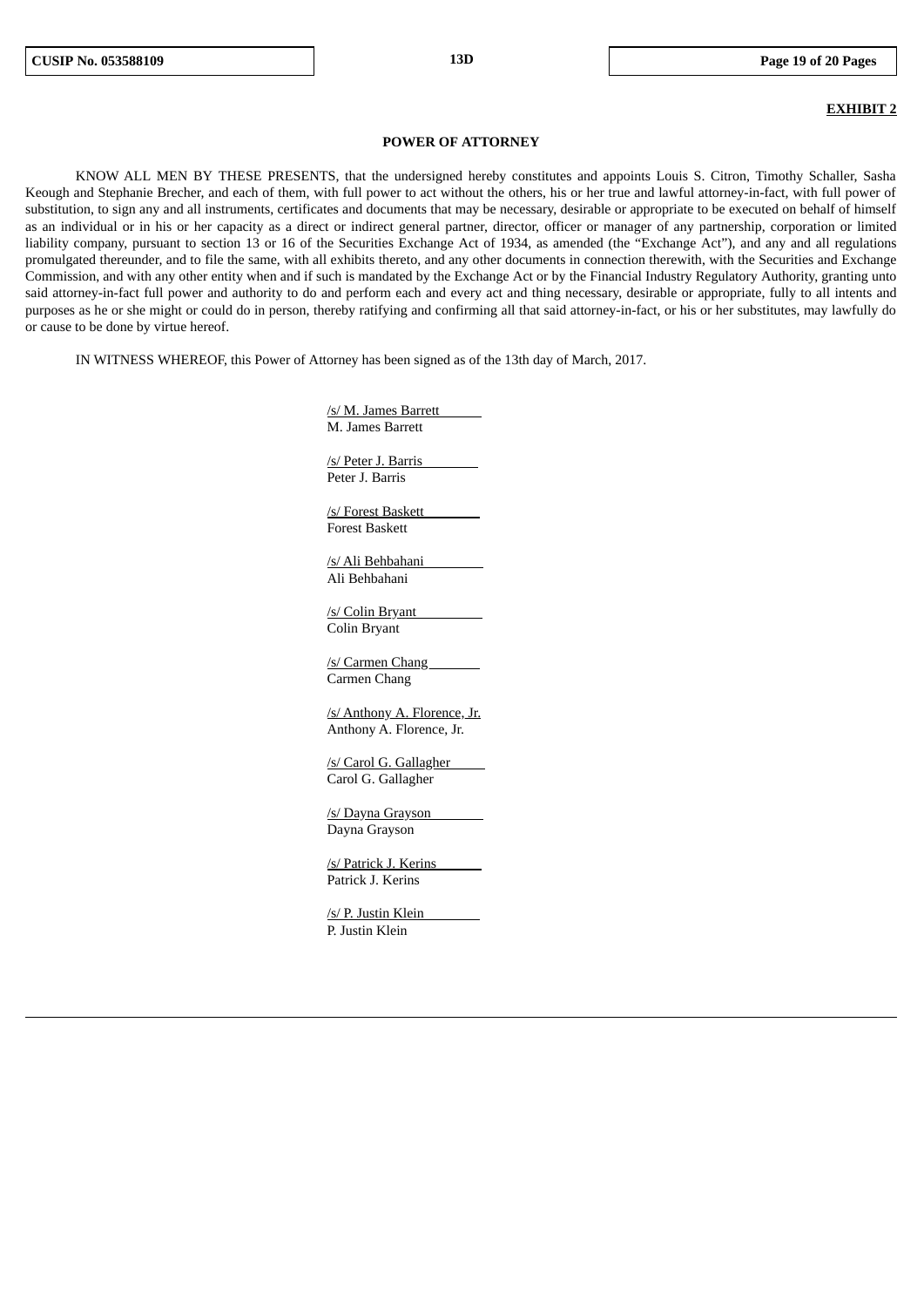**EXHIBIT 2**

**POWER OF ATTORNEY**

KNOW ALL MEN BY THESE PRESENTS, that the undersigned hereby constitutes and appoints Louis S. Citron, Timothy Schaller, Sasha Keough and Stephanie Brecher, and each of them, with full power to act without the others, his or her true and lawful attorney-in-fact, with full power of substitution, to sign any and all instruments, certificates and documents that may be necessary, desirable or appropriate to be executed on behalf of himself as an individual or in his or her capacity as a direct or indirect general partner, director, officer or manager of any partnership, corporation or limited liability company, pursuant to section 13 or 16 of the Securities Exchange Act of 1934, as amended (the "Exchange Act"), and any and all regulations promulgated thereunder, and to file the same, with all exhibits thereto, and any other documents in connection therewith, with the Securities and Exchange Commission, and with any other entity when and if such is mandated by the Exchange Act or by the Financial Industry Regulatory Authority, granting unto said attorney-in-fact full power and authority to do and perform each and every act and thing necessary, desirable or appropriate, fully to all intents and purposes as he or she might or could do in person, thereby ratifying and confirming all that said attorney-in-fact, or his or her substitutes, may lawfully do or cause to be done by virtue hereof.

IN WITNESS WHEREOF, this Power of Attorney has been signed as of the 13th day of March, 2017.

/s/ M. James Barrett
M. James Barrett

/s/ Peter J. Barris
Peter J. Barris

/s/ Forest Baskett
Forest Baskett

/s/ Ali Behbahani
Ali Behbahani

/s/ Colin Bryant
Colin Bryant

/s/ Carmen Chang
Carmen Chang

/s/ Anthony A. Florence, Jr.
Anthony A. Florence, Jr.

/s/ Carol G. Gallagher
Carol G. Gallagher

/s/ Dayna Grayson
Dayna Grayson

/s/ Patrick J. Kerins
Patrick J. Kerins

/s/ P. Justin Klein
P. Justin Klein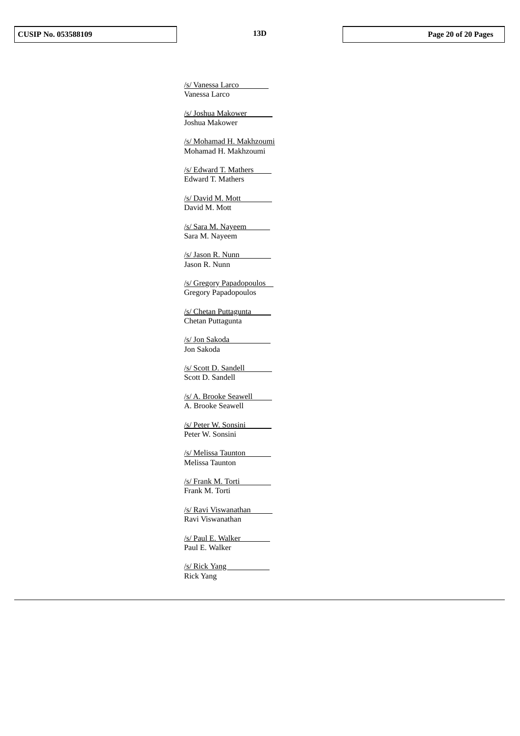/s/ Vanessa Larco
Vanessa Larco

/s/ Joshua Makower
Joshua Makower

/s/ Mohamad H. Makhzoumi
Mohamad H. Makhzoumi

/s/ Edward T. Mathers
Edward T. Mathers

/s/ David M. Mott
David M. Mott

/s/ Sara M. Nayeem
Sara M. Nayeem

/s/ Jason R. Nunn
Jason R. Nunn

/s/ Gregory Papadopoulos
Gregory Papadopoulos

/s/ Chetan Puttagunta
Chetan Puttagunta

/s/ Jon Sakoda
Jon Sakoda

/s/ Scott D. Sandell
Scott D. Sandell

/s/ A. Brooke Seawell
A. Brooke Seawell

/s/ Peter W. Sonsini
Peter W. Sonsini

/s/ Melissa Taunton
Melissa Taunton

/s/ Frank M. Torti
Frank M. Torti

/s/ Ravi Viswanathan
Ravi Viswanathan

/s/ Paul E. Walker
Paul E. Walker

/s/ Rick Yang
Rick Yang